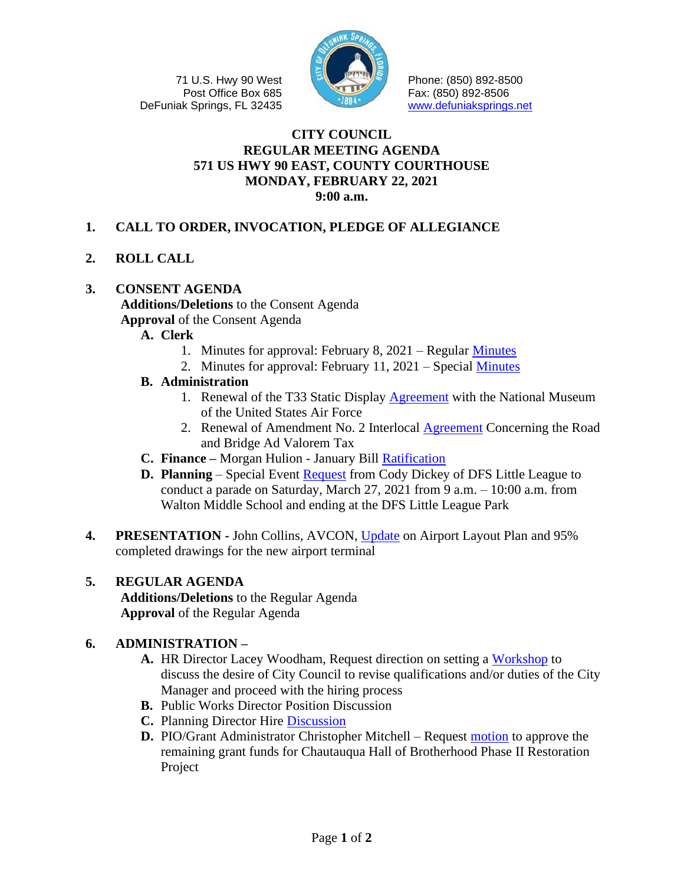71 U.S. Hwy 90 West
Post Office Box 685
DeFuniak Springs, FL 32435

Phone: (850) 892-8500
Fax: (850) 892-8506
www.defuniaksprings.net

# CITY COUNCIL
## REGULAR MEETING AGENDA
## 571 US HWY 90 EAST, COUNTY COURTHOUSE
## MONDAY, FEBRUARY 22, 2021
## 9:00 a.m.

1. **CALL TO ORDER, INVOCATION, PLEDGE OF ALLEGIANCE**

2. **ROLL CALL**

3. **CONSENT AGENDA**
   **Additions/Deletions** to the Consent Agenda
   **Approval** of the Consent Agenda
   - **A. Clerk**
     1. Minutes for approval: February 8, 2021 – Regular Minutes
     2. Minutes for approval: February 11, 2021 – Special Minutes
   - **B. Administration**
     1. Renewal of the T33 Static Display Agreement with the National Museum of the United States Air Force
     2. Renewal of Amendment No. 2 Interlocal Agreement Concerning the Road and Bridge Ad Valorem Tax
   - **C. Finance –** Morgan Hulion - January Bill Ratification
   - **D. Planning** – Special Event Request from Cody Dickey of DFS Little League to conduct a parade on Saturday, March 27, 2021 from 9 a.m. – 10:00 a.m. from Walton Middle School and ending at the DFS Little League Park

4. **PRESENTATION -** John Collins, AVCON, Update on Airport Layout Plan and 95% completed drawings for the new airport terminal

5. **REGULAR AGENDA**
   **Additions/Deletions** to the Regular Agenda
   **Approval** of the Regular Agenda

6. **ADMINISTRATION –**
   - **A.** HR Director Lacey Woodham, Request direction on setting a Workshop to discuss the desire of City Council to revise qualifications and/or duties of the City Manager and proceed with the hiring process
   - **B.** Public Works Director Position Discussion
   - **C.** Planning Director Hire Discussion
   - **D.** PIO/Grant Administrator Christopher Mitchell – Request motion to approve the remaining grant funds for Chautauqua Hall of Brotherhood Phase II Restoration Project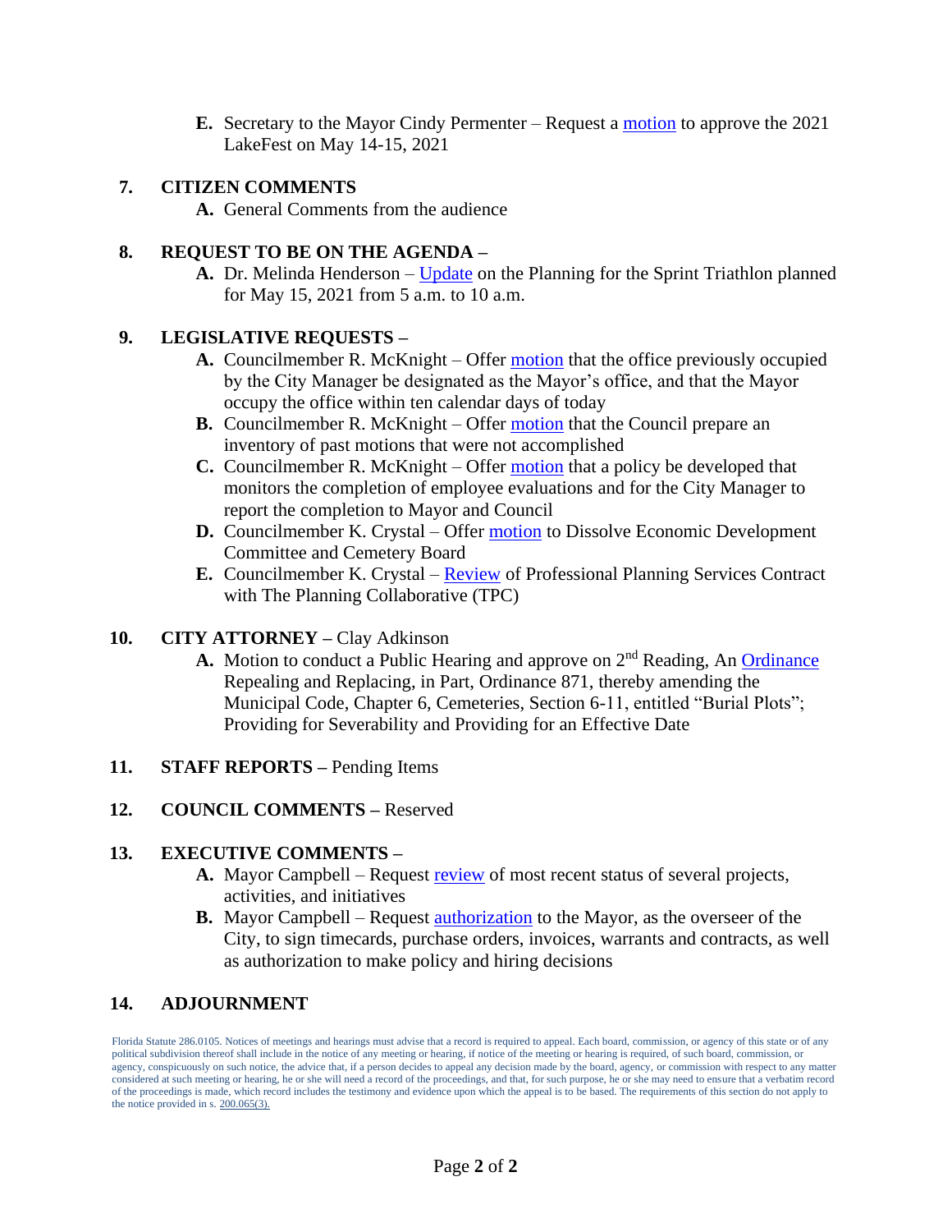**E.** Secretary to the Mayor Cindy Permenter – Request a motion to approve the 2021 LakeFest on May 14-15, 2021

**7. CITIZEN COMMENTS**

**A.** General Comments from the audience

**8. REQUEST TO BE ON THE AGENDA –**

**A.** Dr. Melinda Henderson – Update on the Planning for the Sprint Triathlon planned for May 15, 2021 from 5 a.m. to 10 a.m.

**9. LEGISLATIVE REQUESTS –**

**A.** Councilmember R. McKnight – Offer motion that the office previously occupied by the City Manager be designated as the Mayor's office, and that the Mayor occupy the office within ten calendar days of today

**B.** Councilmember R. McKnight – Offer motion that the Council prepare an inventory of past motions that were not accomplished

**C.** Councilmember R. McKnight – Offer motion that a policy be developed that monitors the completion of employee evaluations and for the City Manager to report the completion to Mayor and Council

**D.** Councilmember K. Crystal – Offer motion to Dissolve Economic Development Committee and Cemetery Board

**E.** Councilmember K. Crystal – Review of Professional Planning Services Contract with The Planning Collaborative (TPC)

**10. CITY ATTORNEY –** Clay Adkinson

**A.** Motion to conduct a Public Hearing and approve on 2nd Reading, An Ordinance Repealing and Replacing, in Part, Ordinance 871, thereby amending the Municipal Code, Chapter 6, Cemeteries, Section 6-11, entitled "Burial Plots"; Providing for Severability and Providing for an Effective Date

**11. STAFF REPORTS –** Pending Items

**12. COUNCIL COMMENTS –** Reserved

**13. EXECUTIVE COMMENTS –**

**A.** Mayor Campbell – Request review of most recent status of several projects, activities, and initiatives

**B.** Mayor Campbell – Request authorization to the Mayor, as the overseer of the City, to sign timecards, purchase orders, invoices, warrants and contracts, as well as authorization to make policy and hiring decisions

**14. ADJOURNMENT**

Florida Statute 286.0105. Notices of meetings and hearings must advise that a record is required to appeal. Each board, commission, or agency of this state or of any political subdivision thereof shall include in the notice of any meeting or hearing, if notice of the meeting or hearing is required, of such board, commission, or agency, conspicuously on such notice, the advice that, if a person decides to appeal any decision made by the board, agency, or commission with respect to any matter considered at such meeting or hearing, he or she will need a record of the proceedings, and that, for such purpose, he or she may need to ensure that a verbatim record of the proceedings is made, which record includes the testimony and evidence upon which the appeal is to be based. The requirements of this section do not apply to the notice provided in s. 200.065(3).